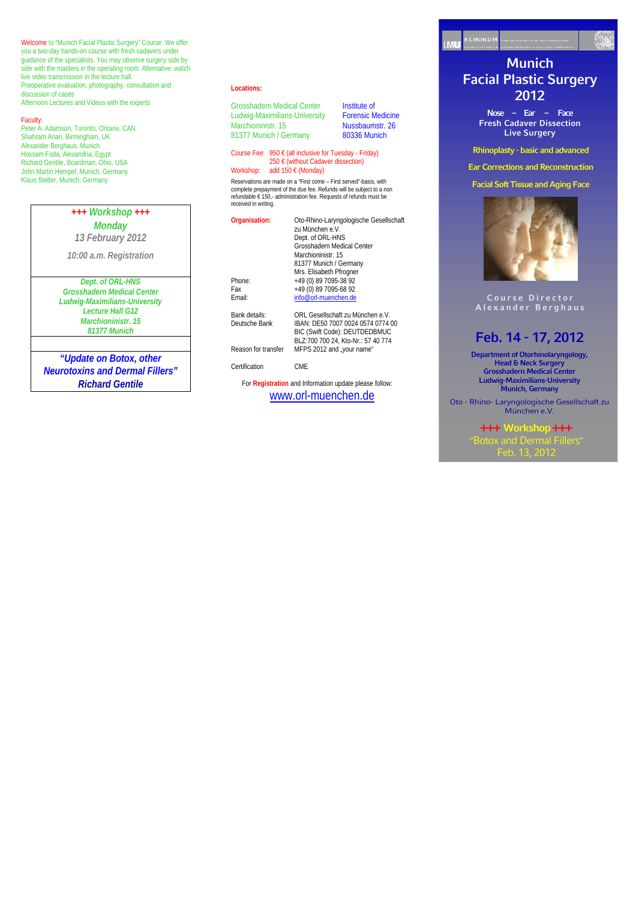Welcome to "Munich Facial Plastic Surgery" Course. We offer you a two-day hands-on course with fresh cadavers under guidance of the specialists. You may observe surgery side by side with the masters in the operating room. Alternative: watch live video transmission in the lecture hall.
Preoperative evaluation, photography, consultation and discussion of cases
Afternoon Lectures and Videos with the experts

Faculty:
Peter A. Adamson, Toronto, Ontario, CAN
Shahram Anari, Birmingham, UK
Alexander Berghaus, Munich
Hossam Foda, Alexandria, Egypt
Richard Gentile, Boardman, Ohio, USA
John Martin Hempel, Munich, Germany
Klaus Stelter, Munich, Germany

**+++ Workshop +++**
***Monday***
*13 February 2012*

*10:00 a.m. Registration*

***Dept. of ORL-HNS***
***Grosshadern Medical Center***
***Ludwig-Maximilians-University***
***Lecture Hall G12***
***Marchioninistr. 15***
***81377 Munich***

***"Update on Botox, other Neurotoxins and Dermal Fillers"***
***Richard Gentile***

**Locations:**

Grosshadern Medical Center
Ludwig-Maximilians-University
Marchioninistr. 15
81377 Munich / Germany

Institute of
Forensic Medicine
Nussbaumstr. 26
80336 Munich

Course Fee: 950 € (all inclusive for Tuesday - Friday)
250 € (without Cadaver dissection)
Workshop: add 150 € (Monday)

Reservations are made on a "First come – First served"-basis, with complete prepayment of the due fee. Refunds will be subject to a non refundable € 150,- administration fee. Requests of refunds must be received in writing.

| | |
|---|---|
| **Organisation:** | Oto-Rhino-Laryngologische Gesellschaft zu München e.V.<br>Dept. of ORL-HNS<br>Grosshadern Medical Center<br>Marchioninistr. 15<br>81377 Munich / Germany<br>Mrs. Elisabeth Pfrogner |
| Phone: | +49 (0) 89 7095-38 92 |
| Fax | +49 (0) 89 7095-68 92 |
| Email: | info@orl-muenchen.de |
| Bank details:<br>Deutsche Bank | ORL Gesellschaft zu München e.V.<br>IBAN: DE50 7007 0024 0574 0774 00<br>BIC (Swift Code): DEUTDEDBMUC<br>BLZ:700 700 24, Kto-Nr.: 57 40 774 |
| Reason for transfer | MFPS 2012 and „your name" |
| Certification | CME |

For **Registration** and Information update please follow:
www.orl-muenchen.de

LMU KLINIKUM

# Munich Facial Plastic Surgery 2012

**Nose – Ear – Face**
**Fresh Cadaver Dissection**
**Live Surgery**

**Rhinoplasty - basic and advanced**

**Ear Corrections and Reconstruction**

**Facial Soft Tissue and Aging Face**

Course Director
Alexander Berghaus

## Feb. 14 - 17, 2012

**Department of Otorhinolaryngology,**
**Head & Neck Surgery**
**Grosshadern Medical Center**
**Ludwig-Maximilians-University**
**Munich, Germany**

Oto - Rhino- Laryngologische Gesellschaft zu München e.V.

**+++ Workshop +++**
"Botox and Dermal Fillers"
Feb. 13, 2012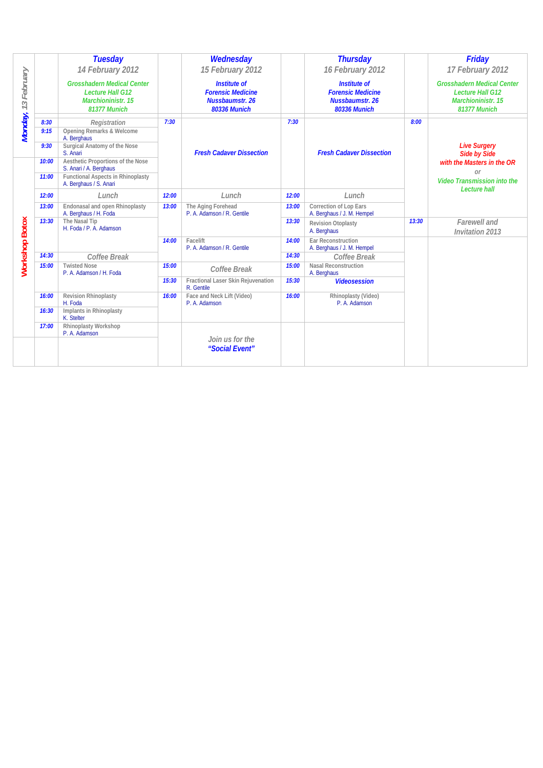| | | Tuesday<br>14 February 2012<br>Grosshadern Medical Center<br>Lecture Hall G12<br>Marchioninistr. 15<br>81377 Munich | | Wednesday<br>15 February 2012<br>Institute of<br>Forensic Medicine<br>Nussbaumstr. 26<br>80336 Munich | | Thursday<br>16 February 2012<br>Institute of<br>Forensic Medicine<br>Nussbaumstr. 26<br>80336 Munich | | Friday<br>17 February 2012<br>Grosshadern Medical Center<br>Lecture Hall G12<br>Marchioninistr. 15<br>81377 Munich |
|---|---|---|---|---|---|---|---|---|
| Monday, 13 February | 8:30 | Registration | 7:30 | Fresh Cadaver Dissection | 7:30 | Fresh Cadaver Dissection | 8:00 | Live Surgery<br>Side by Side<br>with the Masters in the OR<br>or<br>Video Transmission into the Lecture hall |
| | 9:15 | Opening Remarks & Welcome<br>A. Berghaus | | | | | | |
| | 9:30 | Surgical Anatomy of the Nose<br>S. Anari | | | | | | |
| Workshop Botox | 10:00 | Aesthetic Proportions of the Nose<br>S. Anari / A. Berghaus | | | | | | |
| | 11:00 | Functional Aspects in Rhinoplasty<br>A. Berghaus / S. Anari | | | | | | |
| | 12:00 | Lunch | 12:00 | Lunch | 12:00 | Lunch | | |
| | 13:00 | Endonasal and open Rhinoplasty<br>A. Berghaus / H. Foda | 13:00 | The Aging Forehead<br>P. A. Adamson / R. Gentile | 13:00 | Correction of Lop Ears<br>A. Berghaus / J. M. Hempel | | |
| | 13:30 | The Nasal Tip<br>H. Foda / P. A. Adamson | | | 13:30 | Revision Otoplasty<br>A. Berghaus | 13:30 | Farewell and<br>Invitation 2013 |
| | | | 14:00 | Facelift<br>P. A. Adamson / R. Gentile | 14:00 | Ear Reconstruction<br>A. Berghaus / J. M. Hempel | | |
| | 14:30 | Coffee Break | | | 14:30 | Coffee Break | | |
| | 15:00 | Twisted Nose<br>P. A. Adamson / H. Foda | 15:00 | Coffee Break | 15:00 | Nasal Reconstruction<br>A. Berghaus | | |
| | | | 15:30 | Fractional Laser Skin Rejuvenation<br>R. Gentile | 15:30 | Videosession | | |
| | 16:00 | Revision Rhinoplasty<br>H. Foda | 16:00 | Face and Neck Lift (Video)<br>P. A. Adamson | 16:00 | Rhinoplasty (Video)<br>P. A. Adamson | | |
| | 16:30 | Implants in Rhinoplasty<br>K. Stelter | | | | | | |
| | 17:00 | Rhinoplasty Workshop<br>P. A. Adamson | | Join us for the<br>"Social Event" | | | | |